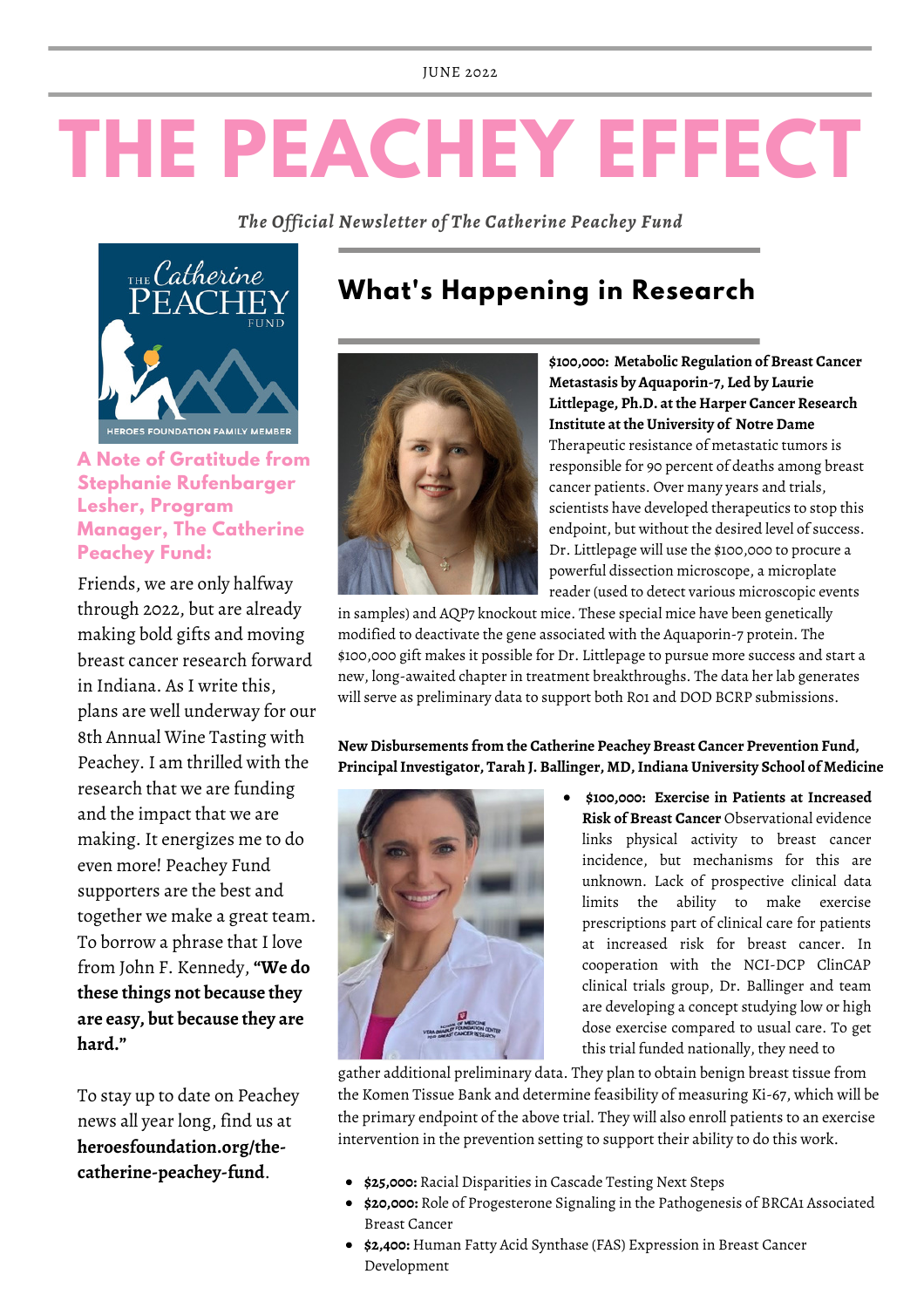JUNE 2022

# THE PEACHEY EFFECT

*The Official Newsletter of The Catherine Peachey Fund*

### A Note of Gratitude from Stephanie Rufenbarger Lesher, Program Manager, The Catherine Peachey Fund:

Friends, we are only halfway through 2022, but are already making bold gifts and moving breast cancer research forward in Indiana. As I write this, plans are well underway for our 8th Annual Wine Tasting with Peachey. I am thrilled with the research that we are funding and the impact that we are making. It energizes me to do even more! Peachey Fund supporters are the best and together we make a great team. To borrow a phrase that I love from John F. Kennedy, **"We do these things not because they are easy, but because they are hard."**

To stay up to date on Peachey news all year long, find us at **heroesfoundation.org/the-catherine-peachey-fund**.

## What's Happening in Research

**$100,000: Metabolic Regulation of Breast Cancer Metastasis by Aquaporin-7, Led by Laurie Littlepage, Ph.D. at the Harper Cancer Research Institute at the University of Notre Dame**
Therapeutic resistance of metastatic tumors is responsible for 90 percent of deaths among breast cancer patients. Over many years and trials, scientists have developed therapeutics to stop this endpoint, but without the desired level of success. Dr. Littlepage will use the $100,000 to procure a powerful dissection microscope, a microplate reader (used to detect various microscopic events in samples) and AQP7 knockout mice. These special mice have been genetically modified to deactivate the gene associated with the Aquaporin-7 protein. The $100,000 gift makes it possible for Dr. Littlepage to pursue more success and start a new, long-awaited chapter in treatment breakthroughs. The data her lab generates will serve as preliminary data to support both R01 and DOD BCRP submissions.

**New Disbursements from the Catherine Peachey Breast Cancer Prevention Fund, Principal Investigator, Tarah J. Ballinger, MD, Indiana University School of Medicine**

- **$100,000: Exercise in Patients at Increased Risk of Breast Cancer** Observational evidence links physical activity to breast cancer incidence, but mechanisms for this are unknown. Lack of prospective clinical data limits the ability to make exercise prescriptions part of clinical care for patients at increased risk for breast cancer. In cooperation with the NCI-DCP ClinCAP clinical trials group, Dr. Ballinger and team are developing a concept studying low or high dose exercise compared to usual care. To get this trial funded nationally, they need to gather additional preliminary data. They plan to obtain benign breast tissue from the Komen Tissue Bank and determine feasibility of measuring Ki-67, which will be the primary endpoint of the above trial. They will also enroll patients to an exercise intervention in the prevention setting to support their ability to do this work.
- **$25,000:** Racial Disparities in Cascade Testing Next Steps
- **$20,000:** Role of Progesterone Signaling in the Pathogenesis of BRCA1 Associated Breast Cancer
- **$2,400:** Human Fatty Acid Synthase (FAS) Expression in Breast Cancer Development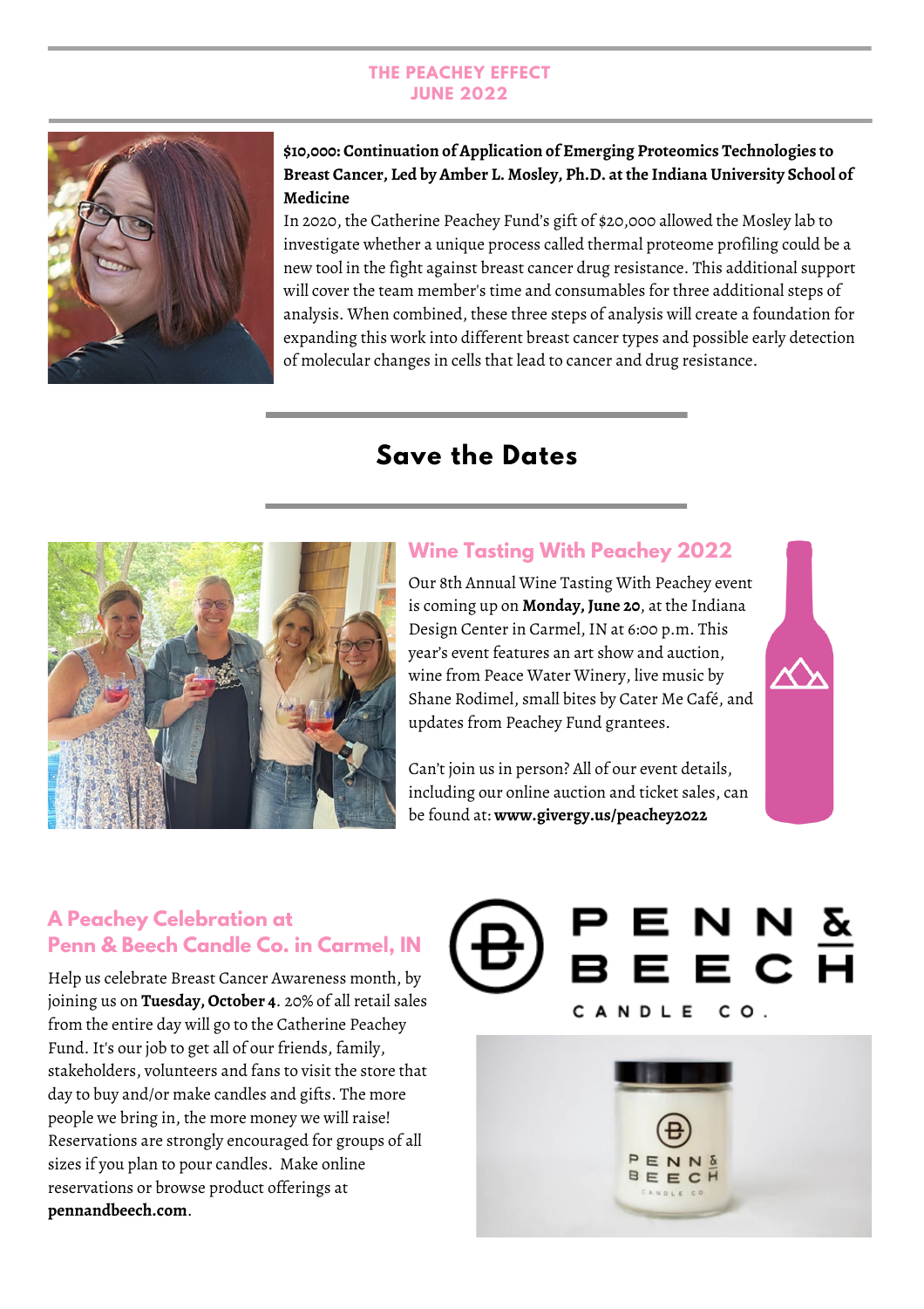THE PEACHEY EFFECT
JUNE 2022

**$10,000: Continuation of Application of Emerging Proteomics Technologies to Breast Cancer, Led by Amber L. Mosley, Ph.D. at the Indiana University School of Medicine**

In 2020, the Catherine Peachey Fund's gift of $20,000 allowed the Mosley lab to investigate whether a unique process called thermal proteome profiling could be a new tool in the fight against breast cancer drug resistance. This additional support will cover the team member's time and consumables for three additional steps of analysis. When combined, these three steps of analysis will create a foundation for expanding this work into different breast cancer types and possible early detection of molecular changes in cells that lead to cancer and drug resistance.

## Save the Dates

### Wine Tasting With Peachey 2022

Our 8th Annual Wine Tasting With Peachey event is coming up on **Monday, June 20**, at the Indiana Design Center in Carmel, IN at 6:00 p.m. This year's event features an art show and auction, wine from Peace Water Winery, live music by Shane Rodimel, small bites by Cater Me Café, and updates from Peachey Fund grantees.

Can't join us in person? All of our event details, including our online auction and ticket sales, can be found at: **www.givergy.us/peachey2022**

### A Peachey Celebration at Penn & Beech Candle Co. in Carmel, IN

Help us celebrate Breast Cancer Awareness month, by joining us on **Tuesday, October 4**. 20% of all retail sales from the entire day will go to the Catherine Peachey Fund. It's our job to get all of our friends, family, stakeholders, volunteers and fans to visit the store that day to buy and/or make candles and gifts. The more people we bring in, the more money we will raise! Reservations are strongly encouraged for groups of all sizes if you plan to pour candles. Make online reservations or browse product offerings at **pennandbeech.com**.

PENN & BEECH CANDLE CO.